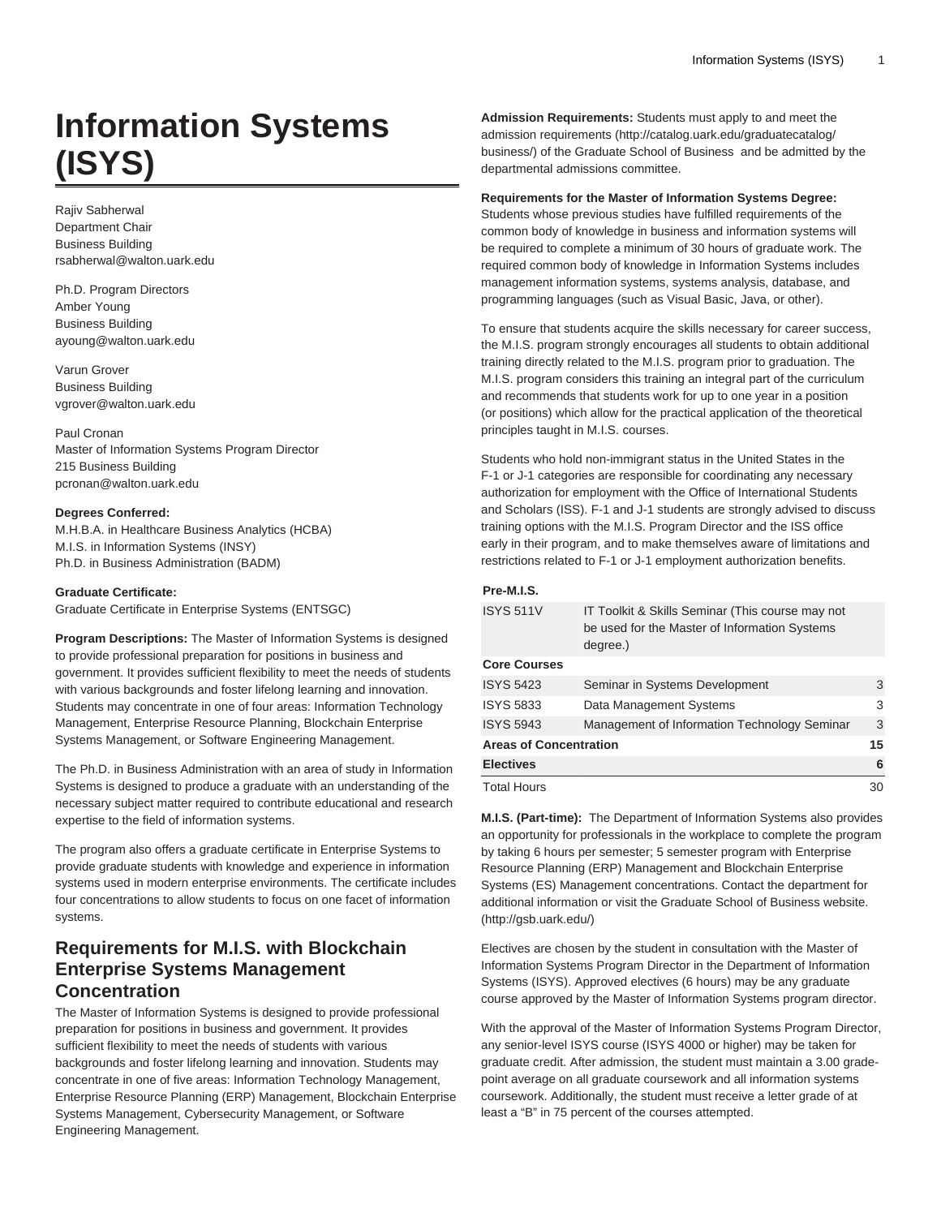# Information Systems (ISYS)

Rajiv Sabherwal
Department Chair
Business Building
rsabherwal@walton.uark.edu

Ph.D. Program Directors
Amber Young
Business Building
ayoung@walton.uark.edu

Varun Grover
Business Building
vgrover@walton.uark.edu

Paul Cronan
Master of Information Systems Program Director
215 Business Building
pcronan@walton.uark.edu

**Degrees Conferred:**
M.H.B.A. in Healthcare Business Analytics (HCBA)
M.I.S. in Information Systems (INSY)
Ph.D. in Business Administration (BADM)

**Graduate Certificate:**
Graduate Certificate in Enterprise Systems (ENTSGC)

**Program Descriptions:** The Master of Information Systems is designed to provide professional preparation for positions in business and government. It provides sufficient flexibility to meet the needs of students with various backgrounds and foster lifelong learning and innovation. Students may concentrate in one of four areas: Information Technology Management, Enterprise Resource Planning, Blockchain Enterprise Systems Management, or Software Engineering Management.

The Ph.D. in Business Administration with an area of study in Information Systems is designed to produce a graduate with an understanding of the necessary subject matter required to contribute educational and research expertise to the field of information systems.

The program also offers a graduate certificate in Enterprise Systems to provide graduate students with knowledge and experience in information systems used in modern enterprise environments. The certificate includes four concentrations to allow students to focus on one facet of information systems.

## Requirements for M.I.S. with Blockchain Enterprise Systems Management Concentration

The Master of Information Systems is designed to provide professional preparation for positions in business and government. It provides sufficient flexibility to meet the needs of students with various backgrounds and foster lifelong learning and innovation. Students may concentrate in one of five areas: Information Technology Management, Enterprise Resource Planning (ERP) Management, Blockchain Enterprise Systems Management, Cybersecurity Management, or Software Engineering Management.

**Admission Requirements:** Students must apply to and meet the admission requirements (http://catalog.uark.edu/graduatecatalog/business/) of the Graduate School of Business and be admitted by the departmental admissions committee.

**Requirements for the Master of Information Systems Degree:** Students whose previous studies have fulfilled requirements of the common body of knowledge in business and information systems will be required to complete a minimum of 30 hours of graduate work. The required common body of knowledge in Information Systems includes management information systems, systems analysis, database, and programming languages (such as Visual Basic, Java, or other).

To ensure that students acquire the skills necessary for career success, the M.I.S. program strongly encourages all students to obtain additional training directly related to the M.I.S. program prior to graduation. The M.I.S. program considers this training an integral part of the curriculum and recommends that students work for up to one year in a position (or positions) which allow for the practical application of the theoretical principles taught in M.I.S. courses.

Students who hold non-immigrant status in the United States in the F-1 or J-1 categories are responsible for coordinating any necessary authorization for employment with the Office of International Students and Scholars (ISS). F-1 and J-1 students are strongly advised to discuss training options with the M.I.S. Program Director and the ISS office early in their program, and to make themselves aware of limitations and restrictions related to F-1 or J-1 employment authorization benefits.

| **Pre-M.I.S.** | | |
|---|---|---|
| ISYS 511V | IT Toolkit & Skills Seminar (This course may not be used for the Master of Information Systems degree.) | |
| **Core Courses** | | |
| ISYS 5423 | Seminar in Systems Development | 3 |
| ISYS 5833 | Data Management Systems | 3 |
| ISYS 5943 | Management of Information Technology Seminar | 3 |
| **Areas of Concentration** | | **15** |
| **Electives** | | **6** |
| Total Hours | | 30 |

**M.I.S. (Part-time):** The Department of Information Systems also provides an opportunity for professionals in the workplace to complete the program by taking 6 hours per semester; 5 semester program with Enterprise Resource Planning (ERP) Management and Blockchain Enterprise Systems (ES) Management concentrations. Contact the department for additional information or visit the Graduate School of Business website. (http://gsb.uark.edu/)

Electives are chosen by the student in consultation with the Master of Information Systems Program Director in the Department of Information Systems (ISYS). Approved electives (6 hours) may be any graduate course approved by the Master of Information Systems program director.

With the approval of the Master of Information Systems Program Director, any senior-level ISYS course (ISYS 4000 or higher) may be taken for graduate credit. After admission, the student must maintain a 3.00 grade-point average on all graduate coursework and all information systems coursework. Additionally, the student must receive a letter grade of at least a "B" in 75 percent of the courses attempted.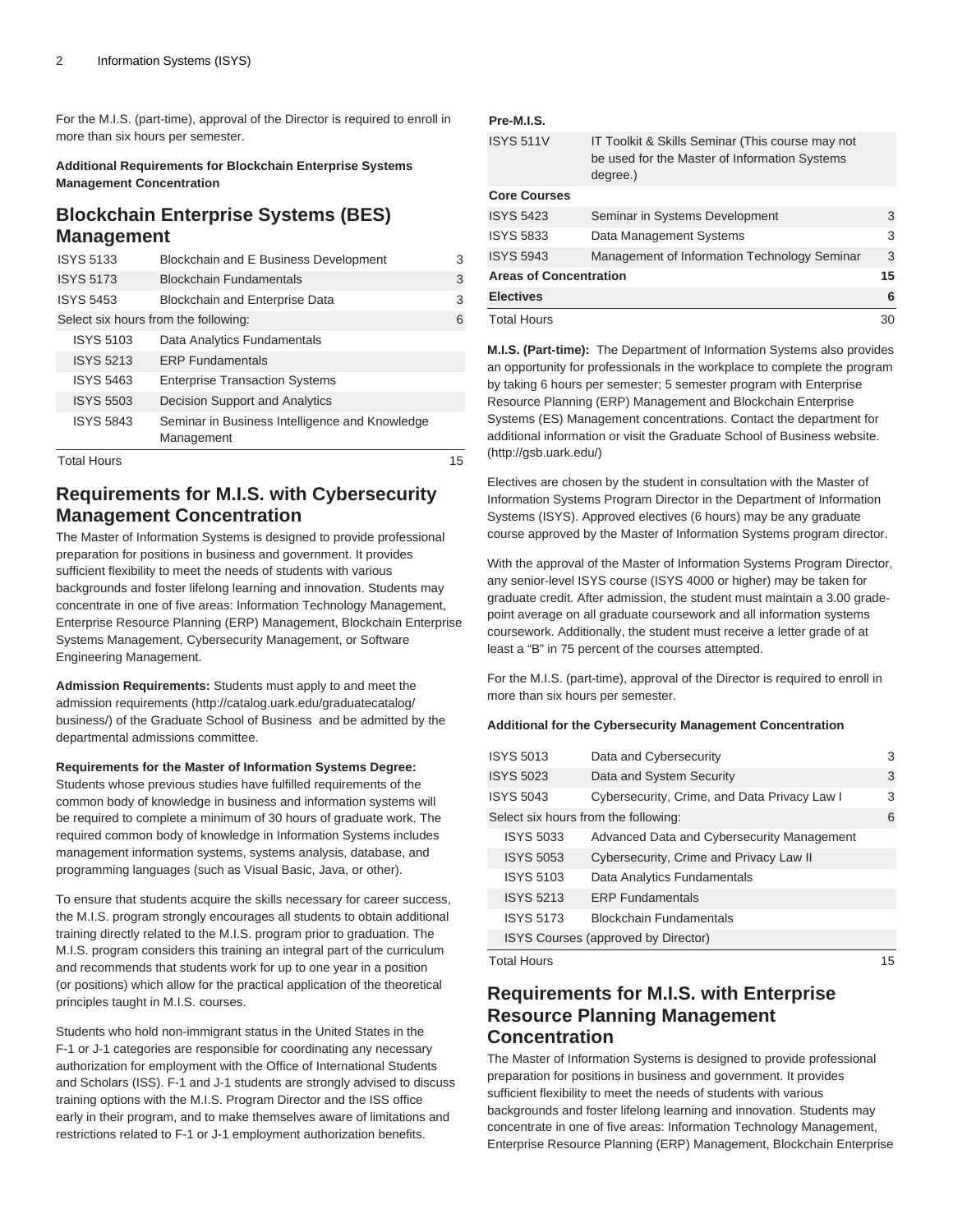For the M.I.S. (part-time), approval of the Director is required to enroll in more than six hours per semester.

**Additional Requirements for Blockchain Enterprise Systems Management Concentration**

## Blockchain Enterprise Systems (BES) Management

| | | |
|---|---|---|
| ISYS 5133 | Blockchain and E Business Development | 3 |
| ISYS 5173 | Blockchain Fundamentals | 3 |
| ISYS 5453 | Blockchain and Enterprise Data | 3 |
| Select six hours from the following: | | 6 |
| ISYS 5103 | Data Analytics Fundamentals | |
| ISYS 5213 | ERP Fundamentals | |
| ISYS 5463 | Enterprise Transaction Systems | |
| ISYS 5503 | Decision Support and Analytics | |
| ISYS 5843 | Seminar in Business Intelligence and Knowledge Management | |
| Total Hours | | 15 |

## Requirements for M.I.S. with Cybersecurity Management Concentration

The Master of Information Systems is designed to provide professional preparation for positions in business and government. It provides sufficient flexibility to meet the needs of students with various backgrounds and foster lifelong learning and innovation. Students may concentrate in one of five areas: Information Technology Management, Enterprise Resource Planning (ERP) Management, Blockchain Enterprise Systems Management, Cybersecurity Management, or Software Engineering Management.

**Admission Requirements:** Students must apply to and meet the admission requirements (http://catalog.uark.edu/graduatecatalog/business/) of the Graduate School of Business and be admitted by the departmental admissions committee.

**Requirements for the Master of Information Systems Degree:** Students whose previous studies have fulfilled requirements of the common body of knowledge in business and information systems will be required to complete a minimum of 30 hours of graduate work. The required common body of knowledge in Information Systems includes management information systems, systems analysis, database, and programming languages (such as Visual Basic, Java, or other).

To ensure that students acquire the skills necessary for career success, the M.I.S. program strongly encourages all students to obtain additional training directly related to the M.I.S. program prior to graduation. The M.I.S. program considers this training an integral part of the curriculum and recommends that students work for up to one year in a position (or positions) which allow for the practical application of the theoretical principles taught in M.I.S. courses.

Students who hold non-immigrant status in the United States in the F-1 or J-1 categories are responsible for coordinating any necessary authorization for employment with the Office of International Students and Scholars (ISS). F-1 and J-1 students are strongly advised to discuss training options with the M.I.S. Program Director and the ISS office early in their program, and to make themselves aware of limitations and restrictions related to F-1 or J-1 employment authorization benefits.

| | | |
|---|---|---|
| **Pre-M.I.S.** | | |
| ISYS 511V | IT Toolkit & Skills Seminar (This course may not be used for the Master of Information Systems degree.) | |
| **Core Courses** | | |
| ISYS 5423 | Seminar in Systems Development | 3 |
| ISYS 5833 | Data Management Systems | 3 |
| ISYS 5943 | Management of Information Technology Seminar | 3 |
| **Areas of Concentration** | | **15** |
| **Electives** | | **6** |
| Total Hours | | 30 |

**M.I.S. (Part-time):** The Department of Information Systems also provides an opportunity for professionals in the workplace to complete the program by taking 6 hours per semester; 5 semester program with Enterprise Resource Planning (ERP) Management and Blockchain Enterprise Systems (ES) Management concentrations. Contact the department for additional information or visit the Graduate School of Business website. (http://gsb.uark.edu/)

Electives are chosen by the student in consultation with the Master of Information Systems Program Director in the Department of Information Systems (ISYS). Approved electives (6 hours) may be any graduate course approved by the Master of Information Systems program director.

With the approval of the Master of Information Systems Program Director, any senior-level ISYS course (ISYS 4000 or higher) may be taken for graduate credit. After admission, the student must maintain a 3.00 grade-point average on all graduate coursework and all information systems coursework. Additionally, the student must receive a letter grade of at least a "B" in 75 percent of the courses attempted.

For the M.I.S. (part-time), approval of the Director is required to enroll in more than six hours per semester.

**Additional for the Cybersecurity Management Concentration**

| | | |
|---|---|---|
| ISYS 5013 | Data and Cybersecurity | 3 |
| ISYS 5023 | Data and System Security | 3 |
| ISYS 5043 | Cybersecurity, Crime, and Data Privacy Law I | 3 |
| Select six hours from the following: | | 6 |
| ISYS 5033 | Advanced Data and Cybersecurity Management | |
| ISYS 5053 | Cybersecurity, Crime and Privacy Law II | |
| ISYS 5103 | Data Analytics Fundamentals | |
| ISYS 5213 | ERP Fundamentals | |
| ISYS 5173 | Blockchain Fundamentals | |
| ISYS Courses (approved by Director) | | |
| Total Hours | | 15 |

## Requirements for M.I.S. with Enterprise Resource Planning Management Concentration

The Master of Information Systems is designed to provide professional preparation for positions in business and government. It provides sufficient flexibility to meet the needs of students with various backgrounds and foster lifelong learning and innovation. Students may concentrate in one of five areas: Information Technology Management, Enterprise Resource Planning (ERP) Management, Blockchain Enterprise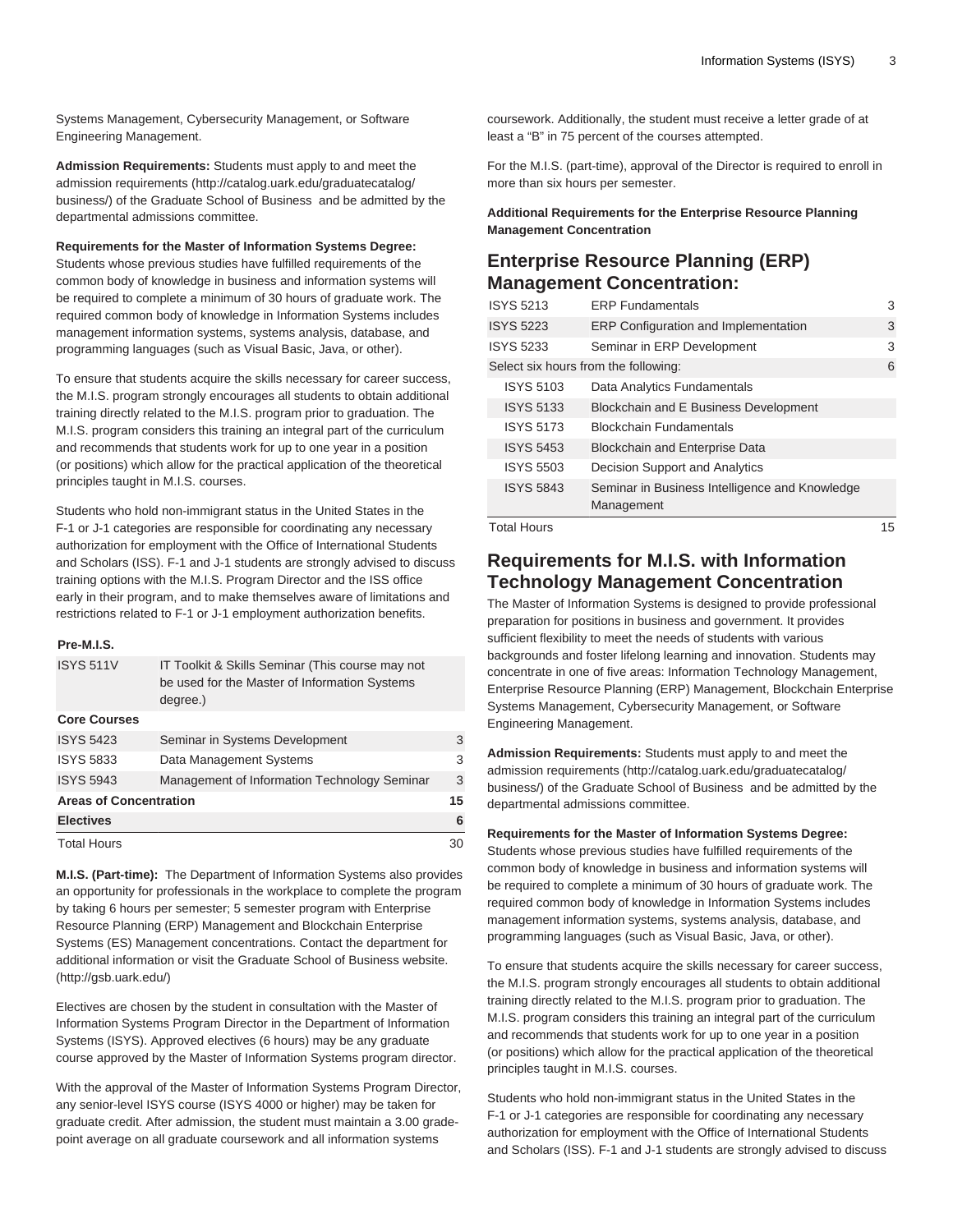Systems Management, Cybersecurity Management, or Software Engineering Management.

**Admission Requirements:** Students must apply to and meet the admission requirements (http://catalog.uark.edu/graduatecatalog/business/) of the Graduate School of Business and be admitted by the departmental admissions committee.

**Requirements for the Master of Information Systems Degree:** Students whose previous studies have fulfilled requirements of the common body of knowledge in business and information systems will be required to complete a minimum of 30 hours of graduate work. The required common body of knowledge in Information Systems includes management information systems, systems analysis, database, and programming languages (such as Visual Basic, Java, or other).

To ensure that students acquire the skills necessary for career success, the M.I.S. program strongly encourages all students to obtain additional training directly related to the M.I.S. program prior to graduation. The M.I.S. program considers this training an integral part of the curriculum and recommends that students work for up to one year in a position (or positions) which allow for the practical application of the theoretical principles taught in M.I.S. courses.

Students who hold non-immigrant status in the United States in the F-1 or J-1 categories are responsible for coordinating any necessary authorization for employment with the Office of International Students and Scholars (ISS). F-1 and J-1 students are strongly advised to discuss training options with the M.I.S. Program Director and the ISS office early in their program, and to make themselves aware of limitations and restrictions related to F-1 or J-1 employment authorization benefits.

| Pre-M.I.S. | | |
|---|---|---|
| ISYS 511V | IT Toolkit & Skills Seminar (This course may not be used for the Master of Information Systems degree.) | |
| **Core Courses** | | |
| ISYS 5423 | Seminar in Systems Development | 3 |
| ISYS 5833 | Data Management Systems | 3 |
| ISYS 5943 | Management of Information Technology Seminar | 3 |
| **Areas of Concentration** | | **15** |
| **Electives** | | **6** |
| Total Hours | | 30 |

**M.I.S. (Part-time):** The Department of Information Systems also provides an opportunity for professionals in the workplace to complete the program by taking 6 hours per semester; 5 semester program with Enterprise Resource Planning (ERP) Management and Blockchain Enterprise Systems (ES) Management concentrations. Contact the department for additional information or visit the Graduate School of Business website. (http://gsb.uark.edu/)

Electives are chosen by the student in consultation with the Master of Information Systems Program Director in the Department of Information Systems (ISYS). Approved electives (6 hours) may be any graduate course approved by the Master of Information Systems program director.

With the approval of the Master of Information Systems Program Director, any senior-level ISYS course (ISYS 4000 or higher) may be taken for graduate credit. After admission, the student must maintain a 3.00 grade-point average on all graduate coursework and all information systems coursework. Additionally, the student must receive a letter grade of at least a "B" in 75 percent of the courses attempted.

For the M.I.S. (part-time), approval of the Director is required to enroll in more than six hours per semester.

**Additional Requirements for the Enterprise Resource Planning Management Concentration**

## Enterprise Resource Planning (ERP) Management Concentration:

| | | |
|---|---|---|
| ISYS 5213 | ERP Fundamentals | 3 |
| ISYS 5223 | ERP Configuration and Implementation | 3 |
| ISYS 5233 | Seminar in ERP Development | 3 |
| Select six hours from the following: | | 6 |
| ISYS 5103 | Data Analytics Fundamentals | |
| ISYS 5133 | Blockchain and E Business Development | |
| ISYS 5173 | Blockchain Fundamentals | |
| ISYS 5453 | Blockchain and Enterprise Data | |
| ISYS 5503 | Decision Support and Analytics | |
| ISYS 5843 | Seminar in Business Intelligence and Knowledge Management | |
| Total Hours | | 15 |

## Requirements for M.I.S. with Information Technology Management Concentration

The Master of Information Systems is designed to provide professional preparation for positions in business and government. It provides sufficient flexibility to meet the needs of students with various backgrounds and foster lifelong learning and innovation. Students may concentrate in one of five areas: Information Technology Management, Enterprise Resource Planning (ERP) Management, Blockchain Enterprise Systems Management, Cybersecurity Management, or Software Engineering Management.

**Admission Requirements:** Students must apply to and meet the admission requirements (http://catalog.uark.edu/graduatecatalog/business/) of the Graduate School of Business and be admitted by the departmental admissions committee.

**Requirements for the Master of Information Systems Degree:** Students whose previous studies have fulfilled requirements of the common body of knowledge in business and information systems will be required to complete a minimum of 30 hours of graduate work. The required common body of knowledge in Information Systems includes management information systems, systems analysis, database, and programming languages (such as Visual Basic, Java, or other).

To ensure that students acquire the skills necessary for career success, the M.I.S. program strongly encourages all students to obtain additional training directly related to the M.I.S. program prior to graduation. The M.I.S. program considers this training an integral part of the curriculum and recommends that students work for up to one year in a position (or positions) which allow for the practical application of the theoretical principles taught in M.I.S. courses.

Students who hold non-immigrant status in the United States in the F-1 or J-1 categories are responsible for coordinating any necessary authorization for employment with the Office of International Students and Scholars (ISS). F-1 and J-1 students are strongly advised to discuss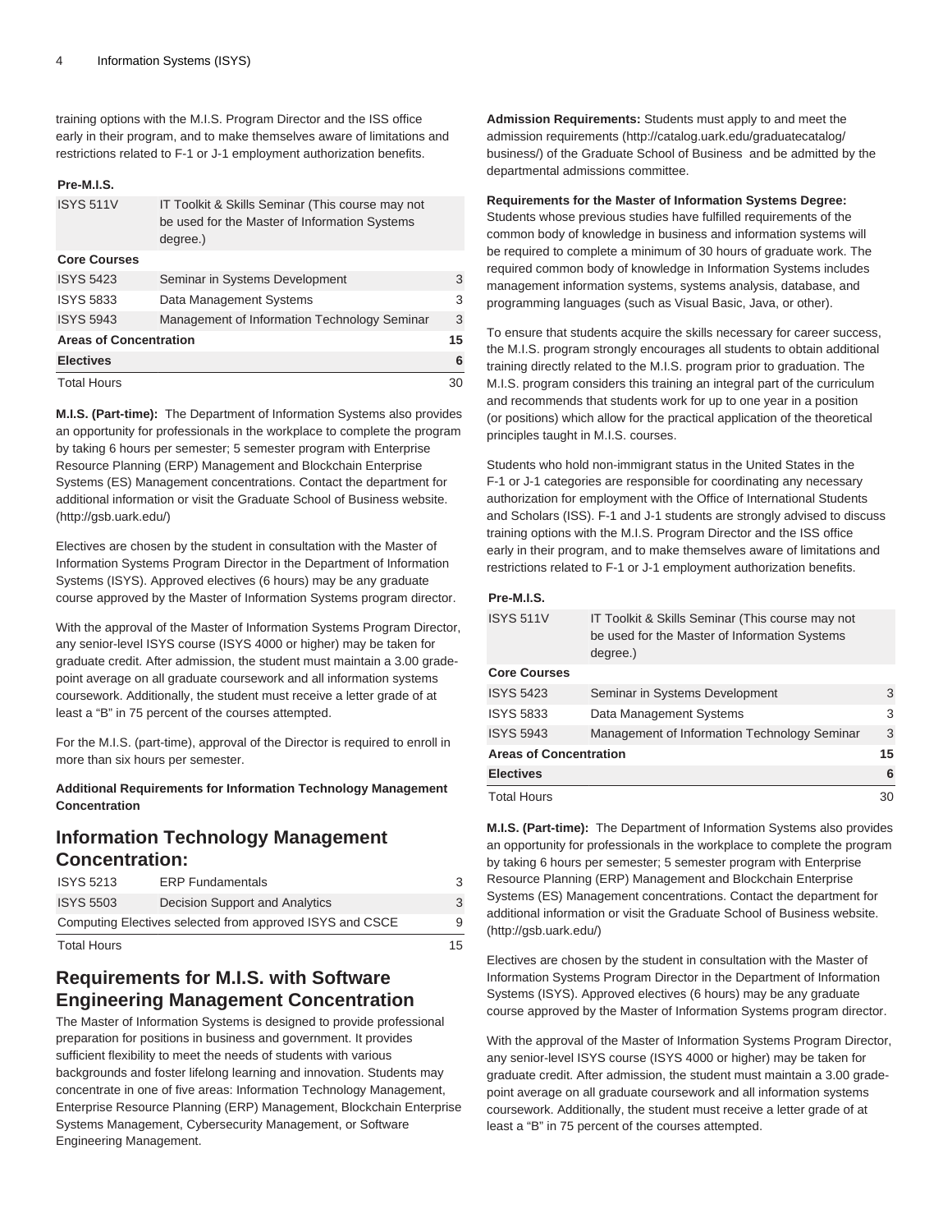training options with the M.I.S. Program Director and the ISS office early in their program, and to make themselves aware of limitations and restrictions related to F-1 or J-1 employment authorization benefits.

| | | |
|---|---|---|
| **Pre-M.I.S.** | | |
| ISYS 511V | IT Toolkit & Skills Seminar (This course may not be used for the Master of Information Systems degree.) | |
| **Core Courses** | | |
| ISYS 5423 | Seminar in Systems Development | 3 |
| ISYS 5833 | Data Management Systems | 3 |
| ISYS 5943 | Management of Information Technology Seminar | 3 |
| **Areas of Concentration** | | **15** |
| **Electives** | | **6** |
| Total Hours | | 30 |

**M.I.S. (Part-time):** The Department of Information Systems also provides an opportunity for professionals in the workplace to complete the program by taking 6 hours per semester; 5 semester program with Enterprise Resource Planning (ERP) Management and Blockchain Enterprise Systems (ES) Management concentrations. Contact the department for additional information or visit the Graduate School of Business website. (http://gsb.uark.edu/)

Electives are chosen by the student in consultation with the Master of Information Systems Program Director in the Department of Information Systems (ISYS). Approved electives (6 hours) may be any graduate course approved by the Master of Information Systems program director.

With the approval of the Master of Information Systems Program Director, any senior-level ISYS course (ISYS 4000 or higher) may be taken for graduate credit. After admission, the student must maintain a 3.00 grade-point average on all graduate coursework and all information systems coursework. Additionally, the student must receive a letter grade of at least a "B" in 75 percent of the courses attempted.

For the M.I.S. (part-time), approval of the Director is required to enroll in more than six hours per semester.

**Additional Requirements for Information Technology Management Concentration**

## Information Technology Management Concentration:

| | | |
|---|---|---|
| ISYS 5213 | ERP Fundamentals | 3 |
| ISYS 5503 | Decision Support and Analytics | 3 |
| Computing Electives selected from approved ISYS and CSCE | | 9 |
| Total Hours | | 15 |

## Requirements for M.I.S. with Software Engineering Management Concentration

The Master of Information Systems is designed to provide professional preparation for positions in business and government. It provides sufficient flexibility to meet the needs of students with various backgrounds and foster lifelong learning and innovation. Students may concentrate in one of five areas: Information Technology Management, Enterprise Resource Planning (ERP) Management, Blockchain Enterprise Systems Management, Cybersecurity Management, or Software Engineering Management.

**Admission Requirements:** Students must apply to and meet the admission requirements (http://catalog.uark.edu/graduatecatalog/business/) of the Graduate School of Business and be admitted by the departmental admissions committee.

**Requirements for the Master of Information Systems Degree:** Students whose previous studies have fulfilled requirements of the common body of knowledge in business and information systems will be required to complete a minimum of 30 hours of graduate work. The required common body of knowledge in Information Systems includes management information systems, systems analysis, database, and programming languages (such as Visual Basic, Java, or other).

To ensure that students acquire the skills necessary for career success, the M.I.S. program strongly encourages all students to obtain additional training directly related to the M.I.S. program prior to graduation. The M.I.S. program considers this training an integral part of the curriculum and recommends that students work for up to one year in a position (or positions) which allow for the practical application of the theoretical principles taught in M.I.S. courses.

Students who hold non-immigrant status in the United States in the F-1 or J-1 categories are responsible for coordinating any necessary authorization for employment with the Office of International Students and Scholars (ISS). F-1 and J-1 students are strongly advised to discuss training options with the M.I.S. Program Director and the ISS office early in their program, and to make themselves aware of limitations and restrictions related to F-1 or J-1 employment authorization benefits.

| | | |
|---|---|---|
| **Pre-M.I.S.** | | |
| ISYS 511V | IT Toolkit & Skills Seminar (This course may not be used for the Master of Information Systems degree.) | |
| **Core Courses** | | |
| ISYS 5423 | Seminar in Systems Development | 3 |
| ISYS 5833 | Data Management Systems | 3 |
| ISYS 5943 | Management of Information Technology Seminar | 3 |
| **Areas of Concentration** | | **15** |
| **Electives** | | **6** |
| Total Hours | | 30 |

**M.I.S. (Part-time):** The Department of Information Systems also provides an opportunity for professionals in the workplace to complete the program by taking 6 hours per semester; 5 semester program with Enterprise Resource Planning (ERP) Management and Blockchain Enterprise Systems (ES) Management concentrations. Contact the department for additional information or visit the Graduate School of Business website. (http://gsb.uark.edu/)

Electives are chosen by the student in consultation with the Master of Information Systems Program Director in the Department of Information Systems (ISYS). Approved electives (6 hours) may be any graduate course approved by the Master of Information Systems program director.

With the approval of the Master of Information Systems Program Director, any senior-level ISYS course (ISYS 4000 or higher) may be taken for graduate credit. After admission, the student must maintain a 3.00 grade-point average on all graduate coursework and all information systems coursework. Additionally, the student must receive a letter grade of at least a "B" in 75 percent of the courses attempted.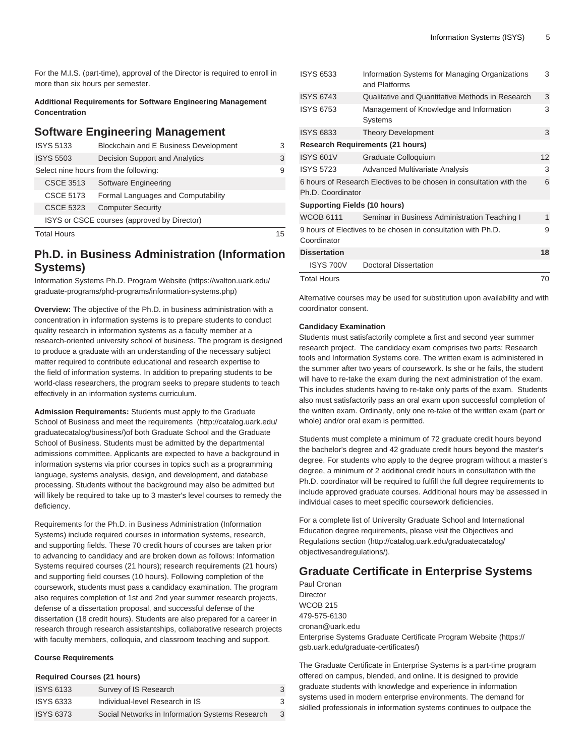For the M.I.S. (part-time), approval of the Director is required to enroll in more than six hours per semester.

**Additional Requirements for Software Engineering Management Concentration**

## Software Engineering Management

| | | |
|---|---|---|
| ISYS 5133 | Blockchain and E Business Development | 3 |
| ISYS 5503 | Decision Support and Analytics | 3 |
| Select nine hours from the following: | | 9 |
| CSCE 3513 | Software Engineering | |
| CSCE 5173 | Formal Languages and Computability | |
| CSCE 5323 | Computer Security | |
| ISYS or CSCE courses (approved by Director) | | |
| Total Hours | | 15 |

## Ph.D. in Business Administration (Information Systems)

Information Systems Ph.D. Program Website (https://walton.uark.edu/graduate-programs/phd-programs/information-systems.php)

**Overview:** The objective of the Ph.D. in business administration with a concentration in information systems is to prepare students to conduct quality research in information systems as a faculty member at a research-oriented university school of business. The program is designed to produce a graduate with an understanding of the necessary subject matter required to contribute educational and research expertise to the field of information systems. In addition to preparing students to be world-class researchers, the program seeks to prepare students to teach effectively in an information systems curriculum.

**Admission Requirements:** Students must apply to the Graduate School of Business and meet the requirements (http://catalog.uark.edu/graduatecatalog/business/)of both Graduate School and the Graduate School of Business. Students must be admitted by the departmental admissions committee. Applicants are expected to have a background in information systems via prior courses in topics such as a programming language, systems analysis, design, and development, and database processing. Students without the background may also be admitted but will likely be required to take up to 3 master's level courses to remedy the deficiency.

Requirements for the Ph.D. in Business Administration (Information Systems) include required courses in information systems, research, and supporting fields. These 70 credit hours of courses are taken prior to advancing to candidacy and are broken down as follows: Information Systems required courses (21 hours); research requirements (21 hours) and supporting field courses (10 hours). Following completion of the coursework, students must pass a candidacy examination. The program also requires completion of 1st and 2nd year summer research projects, defense of a dissertation proposal, and successful defense of the dissertation (18 credit hours). Students are also prepared for a career in research through research assistantships, collaborative research projects with faculty members, colloquia, and classroom teaching and support.

**Course Requirements**

| **Required Courses (21 hours)** | | |
|---|---|---|
| ISYS 6133 | Survey of IS Research | 3 |
| ISYS 6333 | Individual-level Research in IS | 3 |
| ISYS 6373 | Social Networks in Information Systems Research | 3 |
| ISYS 6533 | Information Systems for Managing Organizations and Platforms | 3 |
| ISYS 6743 | Qualitative and Quantitative Methods in Research | 3 |
| ISYS 6753 | Management of Knowledge and Information Systems | 3 |
| ISYS 6833 | Theory Development | 3 |
| **Research Requirements (21 hours)** | | |
| ISYS 601V | Graduate Colloquium | 12 |
| ISYS 5723 | Advanced Multivariate Analysis | 3 |
| 6 hours of Research Electives to be chosen in consultation with the Ph.D. Coordinator | | 6 |
| **Supporting Fields (10 hours)** | | |
| WCOB 6111 | Seminar in Business Administration Teaching I | 1 |
| 9 hours of Electives to be chosen in consultation with Ph.D. Coordinator | | 9 |
| **Dissertation** | | **18** |
| ISYS 700V | Doctoral Dissertation | |
| Total Hours | | 70 |

Alternative courses may be used for substitution upon availability and with coordinator consent.

**Candidacy Examination**

Students must satisfactorily complete a first and second year summer research project. The candidacy exam comprises two parts: Research tools and Information Systems core. The written exam is administered in the summer after two years of coursework. Is she or he fails, the student will have to re-take the exam during the next administration of the exam. This includes students having to re-take only parts of the exam. Students also must satisfactorily pass an oral exam upon successful completion of the written exam. Ordinarily, only one re-take of the written exam (part or whole) and/or oral exam is permitted.

Students must complete a minimum of 72 graduate credit hours beyond the bachelor's degree and 42 graduate credit hours beyond the master's degree. For students who apply to the degree program without a master's degree, a minimum of 2 additional credit hours in consultation with the Ph.D. coordinator will be required to fulfill the full degree requirements to include approved graduate courses. Additional hours may be assessed in individual cases to meet specific coursework deficiencies.

For a complete list of University Graduate School and International Education degree requirements, please visit the Objectives and Regulations section (http://catalog.uark.edu/graduatecatalog/objectivesandregulations/).

## Graduate Certificate in Enterprise Systems

Paul Cronan
Director
WCOB 215
479-575-6130
cronan@uark.edu
Enterprise Systems Graduate Certificate Program Website (https://gsb.uark.edu/graduate-certificates/)

The Graduate Certificate in Enterprise Systems is a part-time program offered on campus, blended, and online. It is designed to provide graduate students with knowledge and experience in information systems used in modern enterprise environments. The demand for skilled professionals in information systems continues to outpace the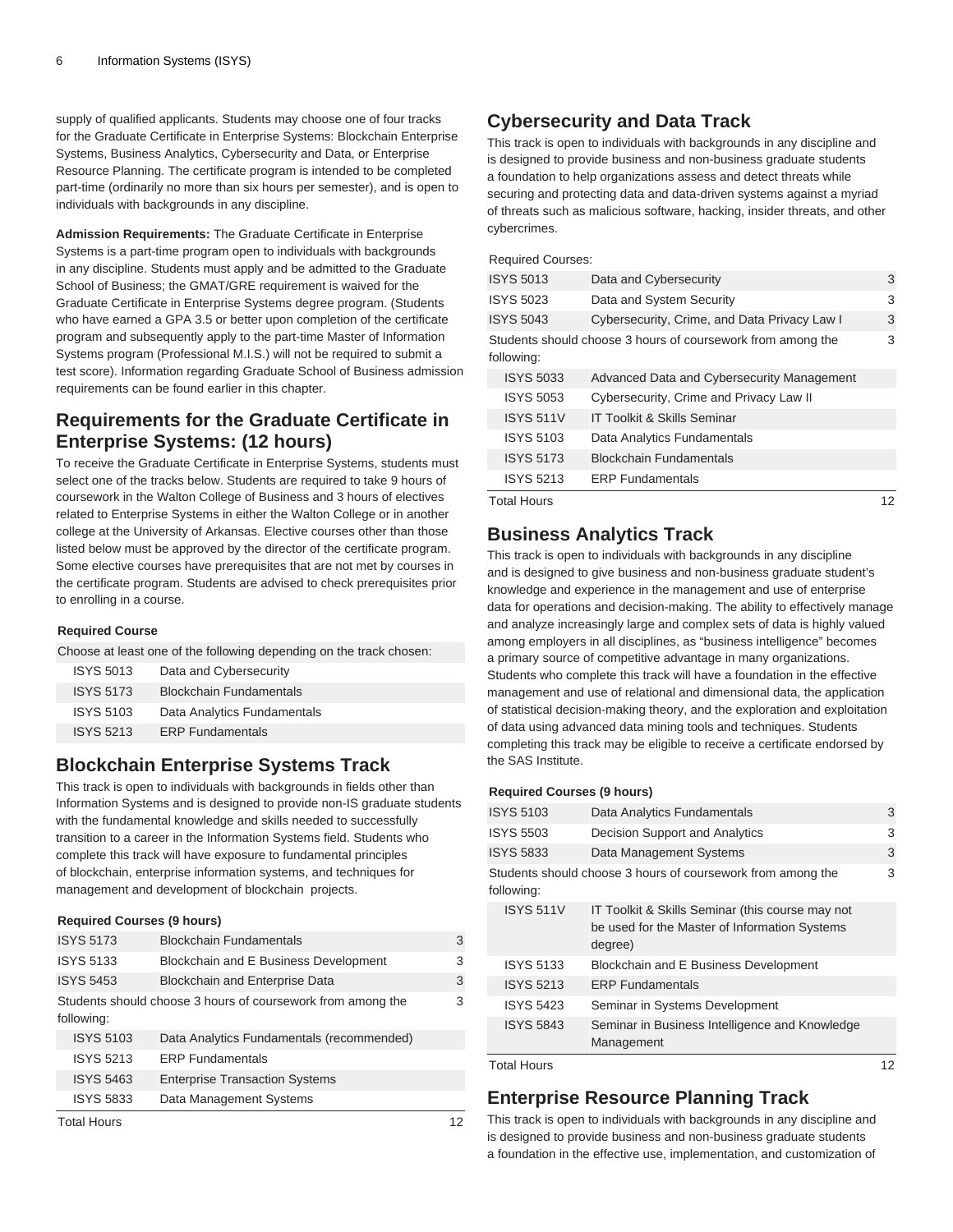supply of qualified applicants. Students may choose one of four tracks for the Graduate Certificate in Enterprise Systems: Blockchain Enterprise Systems, Business Analytics, Cybersecurity and Data, or Enterprise Resource Planning. The certificate program is intended to be completed part-time (ordinarily no more than six hours per semester), and is open to individuals with backgrounds in any discipline.

**Admission Requirements:** The Graduate Certificate in Enterprise Systems is a part-time program open to individuals with backgrounds in any discipline. Students must apply and be admitted to the Graduate School of Business; the GMAT/GRE requirement is waived for the Graduate Certificate in Enterprise Systems degree program. (Students who have earned a GPA 3.5 or better upon completion of the certificate program and subsequently apply to the part-time Master of Information Systems program (Professional M.I.S.) will not be required to submit a test score). Information regarding Graduate School of Business admission requirements can be found earlier in this chapter.

## Requirements for the Graduate Certificate in Enterprise Systems: (12 hours)

To receive the Graduate Certificate in Enterprise Systems, students must select one of the tracks below. Students are required to take 9 hours of coursework in the Walton College of Business and 3 hours of electives related to Enterprise Systems in either the Walton College or in another college at the University of Arkansas. Elective courses other than those listed below must be approved by the director of the certificate program. Some elective courses have prerequisites that are not met by courses in the certificate program. Students are advised to check prerequisites prior to enrolling in a course.

| Required Course | |
|---|---|
| Choose at least one of the following depending on the track chosen: | |
| ISYS 5013 | Data and Cybersecurity |
| ISYS 5173 | Blockchain Fundamentals |
| ISYS 5103 | Data Analytics Fundamentals |
| ISYS 5213 | ERP Fundamentals |

## Blockchain Enterprise Systems Track

This track is open to individuals with backgrounds in fields other than Information Systems and is designed to provide non-IS graduate students with the fundamental knowledge and skills needed to successfully transition to a career in the Information Systems field. Students who complete this track will have exposure to fundamental principles of blockchain, enterprise information systems, and techniques for management and development of blockchain projects.

| Required Courses (9 hours) | | |
|---|---|---|
| ISYS 5173 | Blockchain Fundamentals | 3 |
| ISYS 5133 | Blockchain and E Business Development | 3 |
| ISYS 5453 | Blockchain and Enterprise Data | 3 |
| Students should choose 3 hours of coursework from among the following: | | 3 |
| ISYS 5103 | Data Analytics Fundamentals (recommended) | |
| ISYS 5213 | ERP Fundamentals | |
| ISYS 5463 | Enterprise Transaction Systems | |
| ISYS 5833 | Data Management Systems | |
| Total Hours | | 12 |

## Cybersecurity and Data Track

This track is open to individuals with backgrounds in any discipline and is designed to provide business and non-business graduate students a foundation to help organizations assess and detect threats while securing and protecting data and data-driven systems against a myriad of threats such as malicious software, hacking, insider threats, and other cybercrimes.

| Required Courses: | | |
|---|---|---|
| ISYS 5013 | Data and Cybersecurity | 3 |
| ISYS 5023 | Data and System Security | 3 |
| ISYS 5043 | Cybersecurity, Crime, and Data Privacy Law I | 3 |
| Students should choose 3 hours of coursework from among the following: | | 3 |
| ISYS 5033 | Advanced Data and Cybersecurity Management | |
| ISYS 5053 | Cybersecurity, Crime and Privacy Law II | |
| ISYS 511V | IT Toolkit & Skills Seminar | |
| ISYS 5103 | Data Analytics Fundamentals | |
| ISYS 5173 | Blockchain Fundamentals | |
| ISYS 5213 | ERP Fundamentals | |
| Total Hours | | 12 |

## Business Analytics Track

This track is open to individuals with backgrounds in any discipline and is designed to give business and non-business graduate student's knowledge and experience in the management and use of enterprise data for operations and decision-making. The ability to effectively manage and analyze increasingly large and complex sets of data is highly valued among employers in all disciplines, as "business intelligence" becomes a primary source of competitive advantage in many organizations. Students who complete this track will have a foundation in the effective management and use of relational and dimensional data, the application of statistical decision-making theory, and the exploration and exploitation of data using advanced data mining tools and techniques. Students completing this track may be eligible to receive a certificate endorsed by the SAS Institute.

| Required Courses (9 hours) | | |
|---|---|---|
| ISYS 5103 | Data Analytics Fundamentals | 3 |
| ISYS 5503 | Decision Support and Analytics | 3 |
| ISYS 5833 | Data Management Systems | 3 |
| Students should choose 3 hours of coursework from among the following: | | 3 |
| ISYS 511V | IT Toolkit & Skills Seminar (this course may not be used for the Master of Information Systems degree) | |
| ISYS 5133 | Blockchain and E Business Development | |
| ISYS 5213 | ERP Fundamentals | |
| ISYS 5423 | Seminar in Systems Development | |
| ISYS 5843 | Seminar in Business Intelligence and Knowledge Management | |
| Total Hours | | 12 |

## Enterprise Resource Planning Track

This track is open to individuals with backgrounds in any discipline and is designed to provide business and non-business graduate students a foundation in the effective use, implementation, and customization of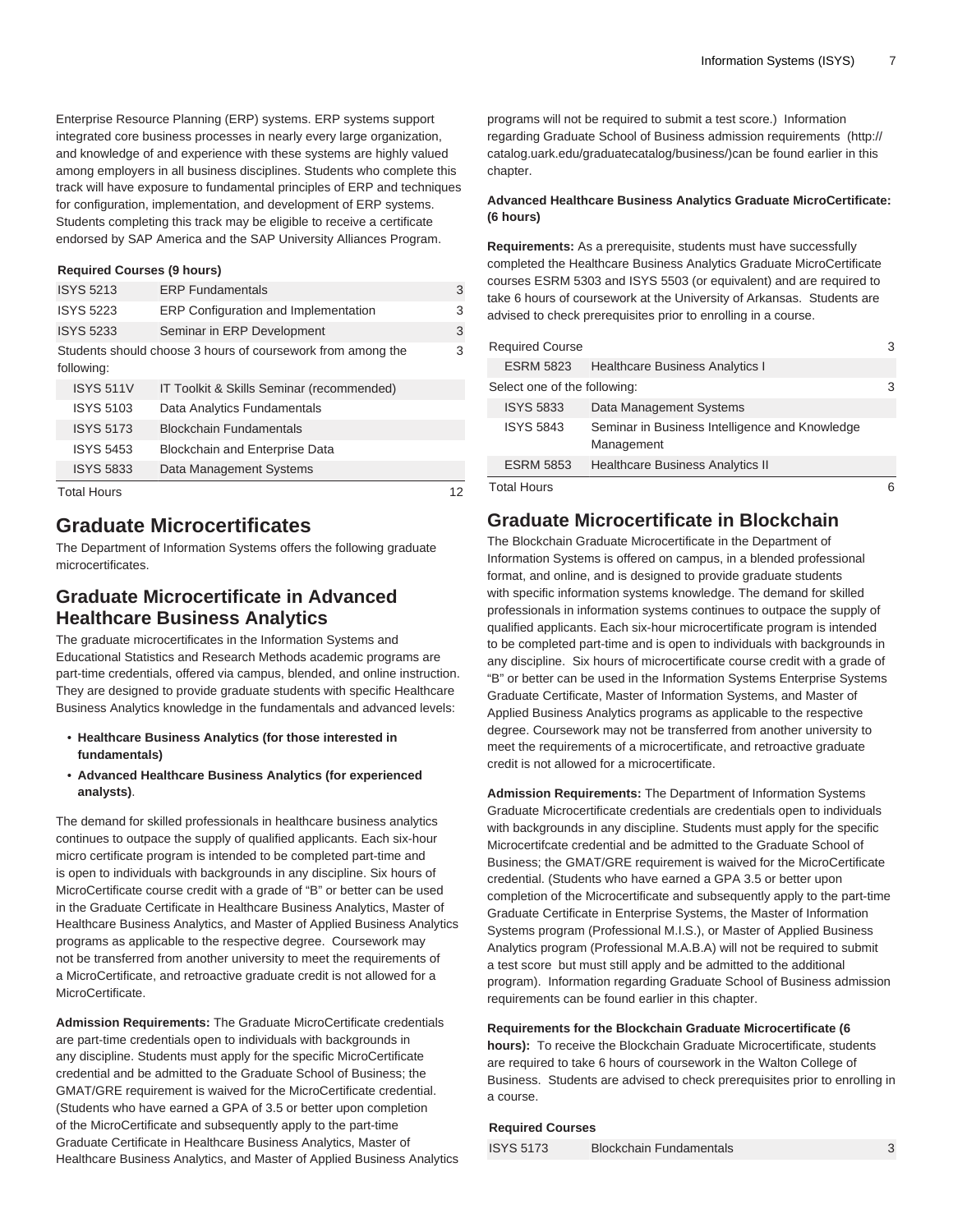Enterprise Resource Planning (ERP) systems. ERP systems support integrated core business processes in nearly every large organization, and knowledge of and experience with these systems are highly valued among employers in all business disciplines. Students who complete this track will have exposure to fundamental principles of ERP and techniques for configuration, implementation, and development of ERP systems. Students completing this track may be eligible to receive a certificate endorsed by SAP America and the SAP University Alliances Program.

**Required Courses (9 hours)**

| | | |
|---|---|---|
| ISYS 5213 | ERP Fundamentals | 3 |
| ISYS 5223 | ERP Configuration and Implementation | 3 |
| ISYS 5233 | Seminar in ERP Development | 3 |
| Students should choose 3 hours of coursework from among the following: | | 3 |
| ISYS 511V | IT Toolkit & Skills Seminar (recommended) | |
| ISYS 5103 | Data Analytics Fundamentals | |
| ISYS 5173 | Blockchain Fundamentals | |
| ISYS 5453 | Blockchain and Enterprise Data | |
| ISYS 5833 | Data Management Systems | |
| Total Hours | | 12 |

## Graduate Microcertificates

The Department of Information Systems offers the following graduate microcertificates.

## Graduate Microcertificate in Advanced Healthcare Business Analytics

The graduate microcertificates in the Information Systems and Educational Statistics and Research Methods academic programs are part-time credentials, offered via campus, blended, and online instruction. They are designed to provide graduate students with specific Healthcare Business Analytics knowledge in the fundamentals and advanced levels:

- **Healthcare Business Analytics (for those interested in fundamentals)**
- **Advanced Healthcare Business Analytics (for experienced analysts)**.

The demand for skilled professionals in healthcare business analytics continues to outpace the supply of qualified applicants. Each six-hour micro certificate program is intended to be completed part-time and is open to individuals with backgrounds in any discipline. Six hours of MicroCertificate course credit with a grade of "B" or better can be used in the Graduate Certificate in Healthcare Business Analytics, Master of Healthcare Business Analytics, and Master of Applied Business Analytics programs as applicable to the respective degree. Coursework may not be transferred from another university to meet the requirements of a MicroCertificate, and retroactive graduate credit is not allowed for a MicroCertificate.

**Admission Requirements:** The Graduate MicroCertificate credentials are part-time credentials open to individuals with backgrounds in any discipline. Students must apply for the specific MicroCertificate credential and be admitted to the Graduate School of Business; the GMAT/GRE requirement is waived for the MicroCertificate credential. (Students who have earned a GPA of 3.5 or better upon completion of the MicroCertificate and subsequently apply to the part-time Graduate Certificate in Healthcare Business Analytics, Master of Healthcare Business Analytics, and Master of Applied Business Analytics programs will not be required to submit a test score.) Information regarding Graduate School of Business admission requirements (http://catalog.uark.edu/graduatecatalog/business/)can be found earlier in this chapter.

**Advanced Healthcare Business Analytics Graduate MicroCertificate: (6 hours)**

**Requirements:** As a prerequisite, students must have successfully completed the Healthcare Business Analytics Graduate MicroCertificate courses ESRM 5303 and ISYS 5503 (or equivalent) and are required to take 6 hours of coursework at the University of Arkansas. Students are advised to check prerequisites prior to enrolling in a course.

| | | |
|---|---|---|
| Required Course | | 3 |
| ESRM 5823 | Healthcare Business Analytics I | |
| Select one of the following: | | 3 |
| ISYS 5833 | Data Management Systems | |
| ISYS 5843 | Seminar in Business Intelligence and Knowledge Management | |
| ESRM 5853 | Healthcare Business Analytics II | |
| Total Hours | | 6 |

## Graduate Microcertificate in Blockchain

The Blockchain Graduate Microcertificate in the Department of Information Systems is offered on campus, in a blended professional format, and online, and is designed to provide graduate students with specific information systems knowledge. The demand for skilled professionals in information systems continues to outpace the supply of qualified applicants. Each six-hour microcertificate program is intended to be completed part-time and is open to individuals with backgrounds in any discipline. Six hours of microcertificate course credit with a grade of "B" or better can be used in the Information Systems Enterprise Systems Graduate Certificate, Master of Information Systems, and Master of Applied Business Analytics programs as applicable to the respective degree. Coursework may not be transferred from another university to meet the requirements of a microcertificate, and retroactive graduate credit is not allowed for a microcertificate.

**Admission Requirements:** The Department of Information Systems Graduate Microcertificate credentials are credentials open to individuals with backgrounds in any discipline. Students must apply for the specific Microcertifcate credential and be admitted to the Graduate School of Business; the GMAT/GRE requirement is waived for the MicroCertificate credential. (Students who have earned a GPA 3.5 or better upon completion of the Microcertificate and subsequently apply to the part-time Graduate Certificate in Enterprise Systems, the Master of Information Systems program (Professional M.I.S.), or Master of Applied Business Analytics program (Professional M.A.B.A) will not be required to submit a test score but must still apply and be admitted to the additional program). Information regarding Graduate School of Business admission requirements can be found earlier in this chapter.

**Requirements for the Blockchain Graduate Microcertificate (6 hours):** To receive the Blockchain Graduate Microcertificate, students are required to take 6 hours of coursework in the Walton College of Business. Students are advised to check prerequisites prior to enrolling in a course.

**Required Courses**

| | | |
|---|---|---|
| ISYS 5173 | Blockchain Fundamentals | 3 |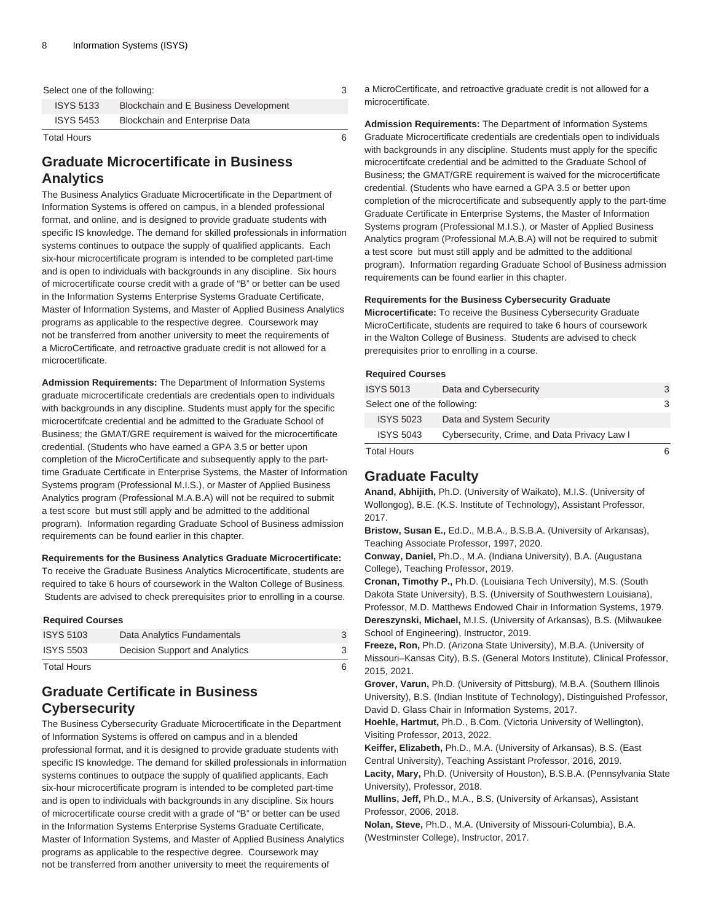| Select one of the following: | | 3 |
|---|---|---|
| ISYS 5133 | Blockchain and E Business Development | |
| ISYS 5453 | Blockchain and Enterprise Data | |
| Total Hours | | 6 |

## Graduate Microcertificate in Business Analytics

The Business Analytics Graduate Microcertificate in the Department of Information Systems is offered on campus, in a blended professional format, and online, and is designed to provide graduate students with specific IS knowledge. The demand for skilled professionals in information systems continues to outpace the supply of qualified applicants. Each six-hour microcertificate program is intended to be completed part-time and is open to individuals with backgrounds in any discipline. Six hours of microcertificate course credit with a grade of "B" or better can be used in the Information Systems Enterprise Systems Graduate Certificate, Master of Information Systems, and Master of Applied Business Analytics programs as applicable to the respective degree. Coursework may not be transferred from another university to meet the requirements of a MicroCertificate, and retroactive graduate credit is not allowed for a microcertificate.

**Admission Requirements:** The Department of Information Systems graduate microcertificate credentials are credentials open to individuals with backgrounds in any discipline. Students must apply for the specific microcertifcate credential and be admitted to the Graduate School of Business; the GMAT/GRE requirement is waived for the microcertificate credential. (Students who have earned a GPA 3.5 or better upon completion of the MicroCertificate and subsequently apply to the part-time Graduate Certificate in Enterprise Systems, the Master of Information Systems program (Professional M.I.S.), or Master of Applied Business Analytics program (Professional M.A.B.A) will not be required to submit a test score but must still apply and be admitted to the additional program). Information regarding Graduate School of Business admission requirements can be found earlier in this chapter.

**Requirements for the Business Analytics Graduate Microcertificate:** To receive the Graduate Business Analytics Microcertificate, students are required to take 6 hours of coursework in the Walton College of Business. Students are advised to check prerequisites prior to enrolling in a course.

| Required Courses | | |
|---|---|---|
| ISYS 5103 | Data Analytics Fundamentals | 3 |
| ISYS 5503 | Decision Support and Analytics | 3 |
| Total Hours | | 6 |

## Graduate Certificate in Business Cybersecurity

The Business Cybersecurity Graduate Microcertificate in the Department of Information Systems is offered on campus and in a blended professional format, and it is designed to provide graduate students with specific IS knowledge. The demand for skilled professionals in information systems continues to outpace the supply of qualified applicants. Each six-hour microcertificate program is intended to be completed part-time and is open to individuals with backgrounds in any discipline. Six hours of microcertificate course credit with a grade of "B" or better can be used in the Information Systems Enterprise Systems Graduate Certificate, Master of Information Systems, and Master of Applied Business Analytics programs as applicable to the respective degree. Coursework may not be transferred from another university to meet the requirements of a MicroCertificate, and retroactive graduate credit is not allowed for a microcertificate.

**Admission Requirements:** The Department of Information Systems Graduate Microcertificate credentials are credentials open to individuals with backgrounds in any discipline. Students must apply for the specific microcertifcate credential and be admitted to the Graduate School of Business; the GMAT/GRE requirement is waived for the microcertificate credential. (Students who have earned a GPA 3.5 or better upon completion of the microcertificate and subsequently apply to the part-time Graduate Certificate in Enterprise Systems, the Master of Information Systems program (Professional M.I.S.), or Master of Applied Business Analytics program (Professional M.A.B.A) will not be required to submit a test score but must still apply and be admitted to the additional program). Information regarding Graduate School of Business admission requirements can be found earlier in this chapter.

**Requirements for the Business Cybersecurity Graduate Microcertificate:** To receive the Business Cybersecurity Graduate MicroCertificate, students are required to take 6 hours of coursework in the Walton College of Business. Students are advised to check prerequisites prior to enrolling in a course.

| Required Courses | | |
|---|---|---|
| ISYS 5013 | Data and Cybersecurity | 3 |
| Select one of the following: | | 3 |
| ISYS 5023 | Data and System Security | |
| ISYS 5043 | Cybersecurity, Crime, and Data Privacy Law I | |
| Total Hours | | 6 |

## Graduate Faculty

**Anand, Abhijith,** Ph.D. (University of Waikato), M.I.S. (University of Wollongog), B.E. (K.S. Institute of Technology), Assistant Professor, 2017.
**Bristow, Susan E.,** Ed.D., M.B.A., B.S.B.A. (University of Arkansas), Teaching Associate Professor, 1997, 2020.
**Conway, Daniel,** Ph.D., M.A. (Indiana University), B.A. (Augustana College), Teaching Professor, 2019.
**Cronan, Timothy P.,** Ph.D. (Louisiana Tech University), M.S. (South Dakota State University), B.S. (University of Southwestern Louisiana), Professor, M.D. Matthews Endowed Chair in Information Systems, 1979.
**Dereszynski, Michael,** M.I.S. (University of Arkansas), B.S. (Milwaukee School of Engineering), Instructor, 2019.
**Freeze, Ron,** Ph.D. (Arizona State University), M.B.A. (University of Missouri–Kansas City), B.S. (General Motors Institute), Clinical Professor, 2015, 2021.
**Grover, Varun,** Ph.D. (University of Pittsburg), M.B.A. (Southern Illinois University), B.S. (Indian Institute of Technology), Distinguished Professor, David D. Glass Chair in Information Systems, 2017.
**Hoehle, Hartmut,** Ph.D., B.Com. (Victoria University of Wellington), Visiting Professor, 2013, 2022.
**Keiffer, Elizabeth,** Ph.D., M.A. (University of Arkansas), B.S. (East Central University), Teaching Assistant Professor, 2016, 2019.
**Lacity, Mary,** Ph.D. (University of Houston), B.S.B.A. (Pennsylvania State University), Professor, 2018.
**Mullins, Jeff,** Ph.D., M.A., B.S. (University of Arkansas), Assistant Professor, 2006, 2018.
**Nolan, Steve,** Ph.D., M.A. (University of Missouri-Columbia), B.A. (Westminster College), Instructor, 2017.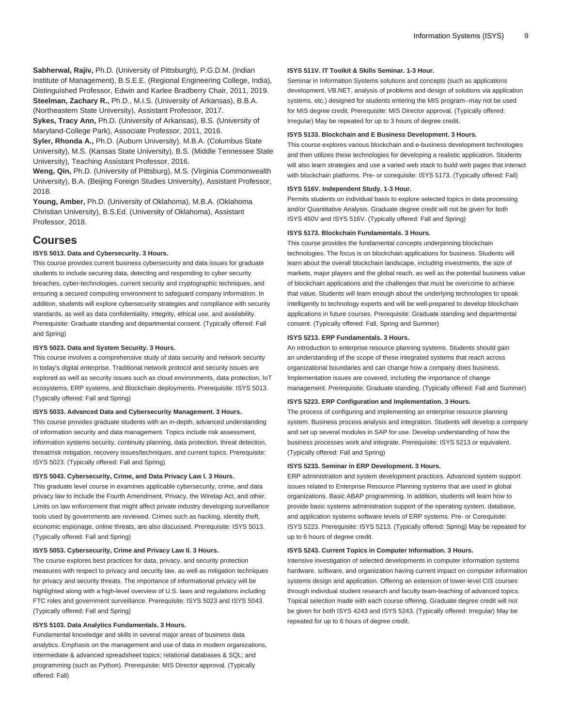**Sabherwal, Rajiv,** Ph.D. (University of Pittsburgh), P.G.D.M. (Indian Institute of Management), B.S.E.E. (Regional Engineering College, India), Distinguished Professor, Edwin and Karlee Bradberry Chair, 2011, 2019.
**Steelman, Zachary R.,** Ph.D., M.I.S. (University of Arkansas), B.B.A. (Northeastern State University), Assistant Professor, 2017.
**Sykes, Tracy Ann,** Ph.D. (University of Arkansas), B.S. (University of Maryland-College Park), Associate Professor, 2011, 2016.
**Syler, Rhonda A.,** Ph.D. (Auburn University), M.B.A. (Columbus State University), M.S. (Kansas State University), B.S. (Middle Tennessee State University), Teaching Assistant Professor, 2016.
**Weng, Qin,** Ph.D. (University of Pittsburg), M.S. (Virginia Commonwealth University), B.A. (Beijing Foreign Studies University), Assistant Professor, 2018.
**Young, Amber,** Ph.D. (University of Oklahoma), M.B.A. (Oklahoma Christian University), B.S.Ed. (University of Oklahoma), Assistant Professor, 2018.

## Courses

**ISYS 5013. Data and Cybersecurity. 3 Hours.**

This course provides current business cybersecurity and data issues for graduate students to include securing data, detecting and responding to cyber security breaches, cyber-technologies, current security and cryptographic techniques, and ensuring a secured computing environment to safeguard company information. In addition, students will explore cybersecurity strategies and compliance with security standards, as well as data confidentiality, integrity, ethical use, and availability. Prerequisite: Graduate standing and departmental consent. (Typically offered: Fall and Spring)

**ISYS 5023. Data and System Security. 3 Hours.**

This course involves a comprehensive study of data security and network security in today's digital enterprise. Traditional network protocol and security issues are explored as well as security issues such as cloud environments, data protection, IoT ecosystems, ERP systems, and Blockchain deployments. Prerequisite: ISYS 5013. (Typically offered: Fall and Spring)

**ISYS 5033. Advanced Data and Cybersecurity Management. 3 Hours.**

This course provides graduate students with an in-depth, advanced understanding of information security and data management. Topics include risk assessment, information systems security, continuity planning, data protection, threat detection, threat/risk mitigation, recovery issues/techniques, and current topics. Prerequisite: ISYS 5023. (Typically offered: Fall and Spring)

**ISYS 5043. Cybersecurity, Crime, and Data Privacy Law I. 3 Hours.**

This graduate level course in examines applicable cybersecurity, crime, and data privacy law to include the Fourth Amendment, Privacy, the Wiretap Act, and other. Limits on law enforcement that might affect private industry developing surveillance tools used by governments are reviewed. Crimes such as hacking, identity theft, economic espionage, online threats, are also discussed. Prerequisite: ISYS 5013. (Typically offered: Fall and Spring)

**ISYS 5053. Cybersecurity, Crime and Privacy Law II. 3 Hours.**

The course explores best practices for data, privacy, and security protection measures with respect to privacy and security law, as well as mitigation techniques for privacy and security threats. The importance of informational privacy will be highlighted along with a high-level overview of U.S. laws and regulations including FTC roles and government surveillance. Prerequisite: ISYS 5023 and ISYS 5043. (Typically offered: Fall and Spring)

**ISYS 5103. Data Analytics Fundamentals. 3 Hours.**

Fundamental knowledge and skills in several major areas of business data analytics. Emphasis on the management and use of data in modern organizations, intermediate & advanced spreadsheet topics; relational databases & SQL; and programming (such as Python). Prerequisite: MIS Director approval. (Typically offered: Fall)

**ISYS 511V. IT Toolkit & Skills Seminar. 1-3 Hour.**

Seminar in Information Systems solutions and concepts (such as applications development, VB.NET, analysis of problems and design of solutions via application systems, etc.) designed for students entering the MIS program--may not be used for MIS degree credit. Prerequisite: MIS Director approval. (Typically offered: Irregular) May be repeated for up to 3 hours of degree credit.

**ISYS 5133. Blockchain and E Business Development. 3 Hours.**

This course explores various blockchain and e-business development technologies and then utilizes these technologies for developing a realistic application. Students will also learn strategies and use a varied web stack to build web pages that interact with blockchain platforms. Pre- or corequisite: ISYS 5173. (Typically offered: Fall)

**ISYS 516V. Independent Study. 1-3 Hour.**

Permits students on individual basis to explore selected topics in data processing and/or Quantitative Analysis. Graduate degree credit will not be given for both ISYS 450V and ISYS 516V. (Typically offered: Fall and Spring)

**ISYS 5173. Blockchain Fundamentals. 3 Hours.**

This course provides the fundamental concepts underpinning blockchain technologies. The focus is on blockchain applications for business. Students will learn about the overall blockchain landscape, including investments, the size of markets, major players and the global reach, as well as the potential business value of blockchain applications and the challenges that must be overcome to achieve that value. Students will learn enough about the underlying technologies to speak intelligently to technology experts and will be well-prepared to develop blockchain applications in future courses. Prerequisite: Graduate standing and departmental consent. (Typically offered: Fall, Spring and Summer)

**ISYS 5213. ERP Fundamentals. 3 Hours.**

An introduction to enterprise resource planning systems. Students should gain an understanding of the scope of these integrated systems that reach across organizational boundaries and can change how a company does business. Implementation issues are covered, including the importance of change management. Prerequisite: Graduate standing. (Typically offered: Fall and Summer)

**ISYS 5223. ERP Configuration and Implementation. 3 Hours.**

The process of configuring and implementing an enterprise resource planning system. Business process analysis and integration. Students will develop a company and set up several modules in SAP for use. Develop understanding of how the business processes work and integrate. Prerequisite: ISYS 5213 or equivalent. (Typically offered: Fall and Spring)

**ISYS 5233. Seminar in ERP Development. 3 Hours.**

ERP administration and system development practices. Advanced system support issues related to Enterprise Resource Planning systems that are used in global organizations. Basic ABAP programming. In addition, students will learn how to provide basic systems administration support of the operating system, database, and application systems software levels of ERP systems. Pre- or Corequisite: ISYS 5223. Prerequisite: ISYS 5213. (Typically offered: Spring) May be repeated for up to 6 hours of degree credit.

**ISYS 5243. Current Topics in Computer Information. 3 Hours.**

Intensive investigation of selected developments in computer information systems hardware, software, and organization having current impact on computer information systems design and application. Offering an extension of lower-level CIS courses through individual student research and faculty team-teaching of advanced topics. Topical selection made with each course offering. Graduate degree credit will not be given for both ISYS 4243 and ISYS 5243. (Typically offered: Irregular) May be repeated for up to 6 hours of degree credit.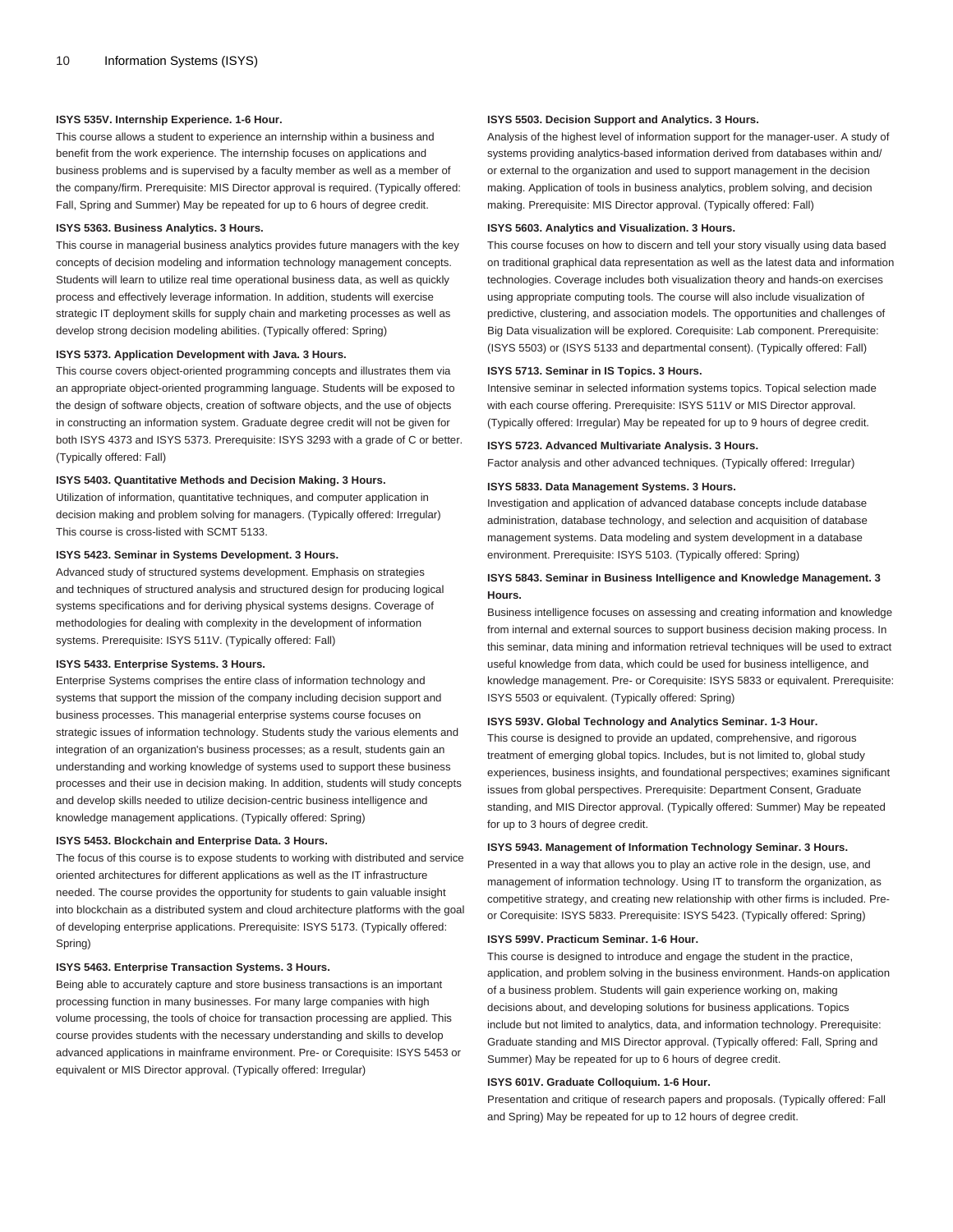**ISYS 535V. Internship Experience. 1-6 Hour.**

This course allows a student to experience an internship within a business and benefit from the work experience. The internship focuses on applications and business problems and is supervised by a faculty member as well as a member of the company/firm. Prerequisite: MIS Director approval is required. (Typically offered: Fall, Spring and Summer) May be repeated for up to 6 hours of degree credit.

**ISYS 5363. Business Analytics. 3 Hours.**

This course in managerial business analytics provides future managers with the key concepts of decision modeling and information technology management concepts. Students will learn to utilize real time operational business data, as well as quickly process and effectively leverage information. In addition, students will exercise strategic IT deployment skills for supply chain and marketing processes as well as develop strong decision modeling abilities. (Typically offered: Spring)

**ISYS 5373. Application Development with Java. 3 Hours.**

This course covers object-oriented programming concepts and illustrates them via an appropriate object-oriented programming language. Students will be exposed to the design of software objects, creation of software objects, and the use of objects in constructing an information system. Graduate degree credit will not be given for both ISYS 4373 and ISYS 5373. Prerequisite: ISYS 3293 with a grade of C or better. (Typically offered: Fall)

**ISYS 5403. Quantitative Methods and Decision Making. 3 Hours.**

Utilization of information, quantitative techniques, and computer application in decision making and problem solving for managers. (Typically offered: Irregular) This course is cross-listed with SCMT 5133.

**ISYS 5423. Seminar in Systems Development. 3 Hours.**

Advanced study of structured systems development. Emphasis on strategies and techniques of structured analysis and structured design for producing logical systems specifications and for deriving physical systems designs. Coverage of methodologies for dealing with complexity in the development of information systems. Prerequisite: ISYS 511V. (Typically offered: Fall)

**ISYS 5433. Enterprise Systems. 3 Hours.**

Enterprise Systems comprises the entire class of information technology and systems that support the mission of the company including decision support and business processes. This managerial enterprise systems course focuses on strategic issues of information technology. Students study the various elements and integration of an organization's business processes; as a result, students gain an understanding and working knowledge of systems used to support these business processes and their use in decision making. In addition, students will study concepts and develop skills needed to utilize decision-centric business intelligence and knowledge management applications. (Typically offered: Spring)

**ISYS 5453. Blockchain and Enterprise Data. 3 Hours.**

The focus of this course is to expose students to working with distributed and service oriented architectures for different applications as well as the IT infrastructure needed. The course provides the opportunity for students to gain valuable insight into blockchain as a distributed system and cloud architecture platforms with the goal of developing enterprise applications. Prerequisite: ISYS 5173. (Typically offered: Spring)

**ISYS 5463. Enterprise Transaction Systems. 3 Hours.**

Being able to accurately capture and store business transactions is an important processing function in many businesses. For many large companies with high volume processing, the tools of choice for transaction processing are applied. This course provides students with the necessary understanding and skills to develop advanced applications in mainframe environment. Pre- or Corequisite: ISYS 5453 or equivalent or MIS Director approval. (Typically offered: Irregular)

**ISYS 5503. Decision Support and Analytics. 3 Hours.**

Analysis of the highest level of information support for the manager-user. A study of systems providing analytics-based information derived from databases within and/or external to the organization and used to support management in the decision making. Application of tools in business analytics, problem solving, and decision making. Prerequisite: MIS Director approval. (Typically offered: Fall)

**ISYS 5603. Analytics and Visualization. 3 Hours.**

This course focuses on how to discern and tell your story visually using data based on traditional graphical data representation as well as the latest data and information technologies. Coverage includes both visualization theory and hands-on exercises using appropriate computing tools. The course will also include visualization of predictive, clustering, and association models. The opportunities and challenges of Big Data visualization will be explored. Corequisite: Lab component. Prerequisite: (ISYS 5503) or (ISYS 5133 and departmental consent). (Typically offered: Fall)

**ISYS 5713. Seminar in IS Topics. 3 Hours.**

Intensive seminar in selected information systems topics. Topical selection made with each course offering. Prerequisite: ISYS 511V or MIS Director approval. (Typically offered: Irregular) May be repeated for up to 9 hours of degree credit.

**ISYS 5723. Advanced Multivariate Analysis. 3 Hours.**

Factor analysis and other advanced techniques. (Typically offered: Irregular)

**ISYS 5833. Data Management Systems. 3 Hours.**

Investigation and application of advanced database concepts include database administration, database technology, and selection and acquisition of database management systems. Data modeling and system development in a database environment. Prerequisite: ISYS 5103. (Typically offered: Spring)

**ISYS 5843. Seminar in Business Intelligence and Knowledge Management. 3 Hours.**

Business intelligence focuses on assessing and creating information and knowledge from internal and external sources to support business decision making process. In this seminar, data mining and information retrieval techniques will be used to extract useful knowledge from data, which could be used for business intelligence, and knowledge management. Pre- or Corequisite: ISYS 5833 or equivalent. Prerequisite: ISYS 5503 or equivalent. (Typically offered: Spring)

**ISYS 593V. Global Technology and Analytics Seminar. 1-3 Hour.**

This course is designed to provide an updated, comprehensive, and rigorous treatment of emerging global topics. Includes, but is not limited to, global study experiences, business insights, and foundational perspectives; examines significant issues from global perspectives. Prerequisite: Department Consent, Graduate standing, and MIS Director approval. (Typically offered: Summer) May be repeated for up to 3 hours of degree credit.

**ISYS 5943. Management of Information Technology Seminar. 3 Hours.**

Presented in a way that allows you to play an active role in the design, use, and management of information technology. Using IT to transform the organization, as competitive strategy, and creating new relationship with other firms is included. Pre- or Corequisite: ISYS 5833. Prerequisite: ISYS 5423. (Typically offered: Spring)

**ISYS 599V. Practicum Seminar. 1-6 Hour.**

This course is designed to introduce and engage the student in the practice, application, and problem solving in the business environment. Hands-on application of a business problem. Students will gain experience working on, making decisions about, and developing solutions for business applications. Topics include but not limited to analytics, data, and information technology. Prerequisite: Graduate standing and MIS Director approval. (Typically offered: Fall, Spring and Summer) May be repeated for up to 6 hours of degree credit.

**ISYS 601V. Graduate Colloquium. 1-6 Hour.**

Presentation and critique of research papers and proposals. (Typically offered: Fall and Spring) May be repeated for up to 12 hours of degree credit.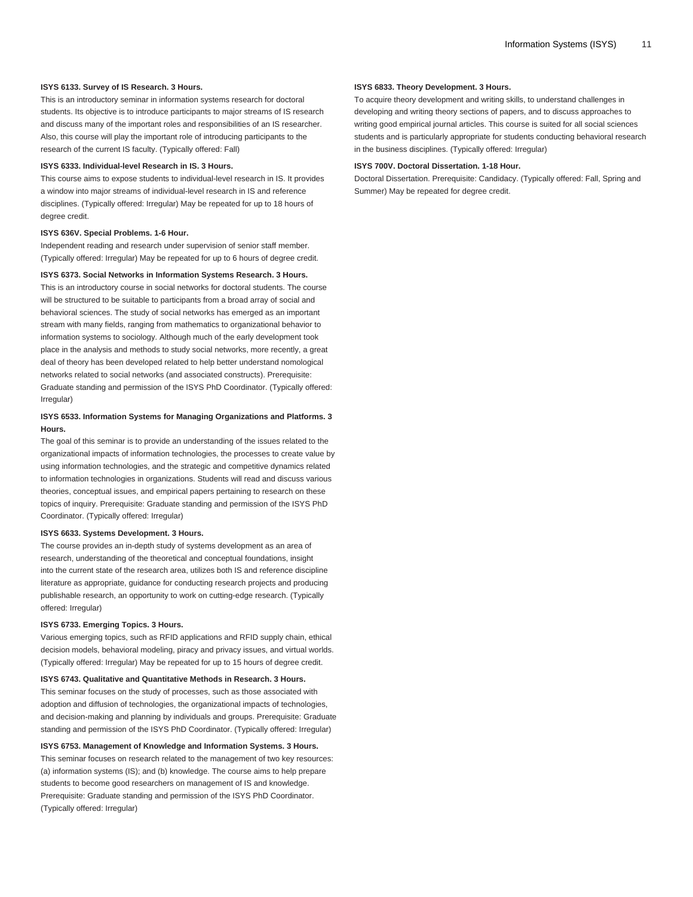**ISYS 6133. Survey of IS Research. 3 Hours.**

This is an introductory seminar in information systems research for doctoral students. Its objective is to introduce participants to major streams of IS research and discuss many of the important roles and responsibilities of an IS researcher. Also, this course will play the important role of introducing participants to the research of the current IS faculty. (Typically offered: Fall)

**ISYS 6333. Individual-level Research in IS. 3 Hours.**

This course aims to expose students to individual-level research in IS. It provides a window into major streams of individual-level research in IS and reference disciplines. (Typically offered: Irregular) May be repeated for up to 18 hours of degree credit.

**ISYS 636V. Special Problems. 1-6 Hour.**

Independent reading and research under supervision of senior staff member. (Typically offered: Irregular) May be repeated for up to 6 hours of degree credit.

**ISYS 6373. Social Networks in Information Systems Research. 3 Hours.**

This is an introductory course in social networks for doctoral students. The course will be structured to be suitable to participants from a broad array of social and behavioral sciences. The study of social networks has emerged as an important stream with many fields, ranging from mathematics to organizational behavior to information systems to sociology. Although much of the early development took place in the analysis and methods to study social networks, more recently, a great deal of theory has been developed related to help better understand nomological networks related to social networks (and associated constructs). Prerequisite: Graduate standing and permission of the ISYS PhD Coordinator. (Typically offered: Irregular)

**ISYS 6533. Information Systems for Managing Organizations and Platforms. 3 Hours.**

The goal of this seminar is to provide an understanding of the issues related to the organizational impacts of information technologies, the processes to create value by using information technologies, and the strategic and competitive dynamics related to information technologies in organizations. Students will read and discuss various theories, conceptual issues, and empirical papers pertaining to research on these topics of inquiry. Prerequisite: Graduate standing and permission of the ISYS PhD Coordinator. (Typically offered: Irregular)

**ISYS 6633. Systems Development. 3 Hours.**

The course provides an in-depth study of systems development as an area of research, understanding of the theoretical and conceptual foundations, insight into the current state of the research area, utilizes both IS and reference discipline literature as appropriate, guidance for conducting research projects and producing publishable research, an opportunity to work on cutting-edge research. (Typically offered: Irregular)

**ISYS 6733. Emerging Topics. 3 Hours.**

Various emerging topics, such as RFID applications and RFID supply chain, ethical decision models, behavioral modeling, piracy and privacy issues, and virtual worlds. (Typically offered: Irregular) May be repeated for up to 15 hours of degree credit.

**ISYS 6743. Qualitative and Quantitative Methods in Research. 3 Hours.**

This seminar focuses on the study of processes, such as those associated with adoption and diffusion of technologies, the organizational impacts of technologies, and decision-making and planning by individuals and groups. Prerequisite: Graduate standing and permission of the ISYS PhD Coordinator. (Typically offered: Irregular)

**ISYS 6753. Management of Knowledge and Information Systems. 3 Hours.**

This seminar focuses on research related to the management of two key resources: (a) information systems (IS); and (b) knowledge. The course aims to help prepare students to become good researchers on management of IS and knowledge. Prerequisite: Graduate standing and permission of the ISYS PhD Coordinator. (Typically offered: Irregular)

**ISYS 6833. Theory Development. 3 Hours.**

To acquire theory development and writing skills, to understand challenges in developing and writing theory sections of papers, and to discuss approaches to writing good empirical journal articles. This course is suited for all social sciences students and is particularly appropriate for students conducting behavioral research in the business disciplines. (Typically offered: Irregular)

**ISYS 700V. Doctoral Dissertation. 1-18 Hour.**

Doctoral Dissertation. Prerequisite: Candidacy. (Typically offered: Fall, Spring and Summer) May be repeated for degree credit.